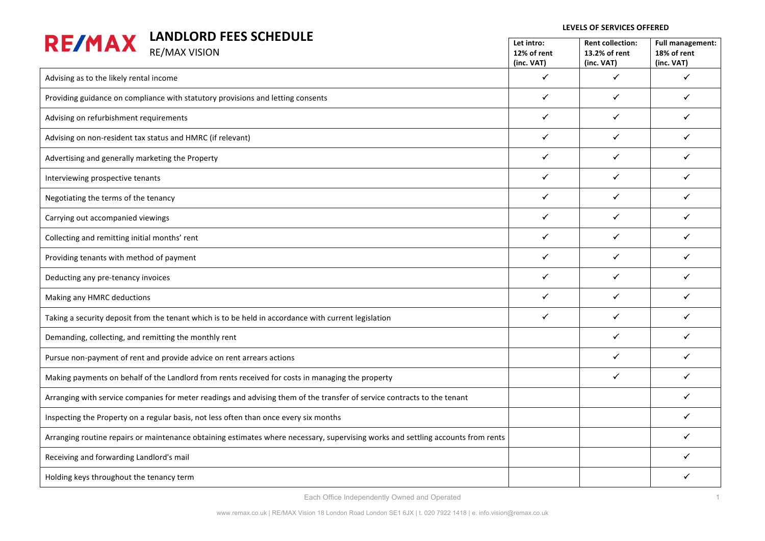# RE/MAX LANDLORD FEES SCHEDULE

RE/MAX VISION

**LEVELS OF SERVICES OFFERED**

| | **Let intro: 12% of rent (inc. VAT)** | **Rent collection: 13.2% of rent (inc. VAT)** | **Full management: 18% of rent (inc. VAT)** |
|---|---|---|---|
| Advising as to the likely rental income | ✓ | ✓ | ✓ |
| Providing guidance on compliance with statutory provisions and letting consents | ✓ | ✓ | ✓ |
| Advising on refurbishment requirements | ✓ | ✓ | ✓ |
| Advising on non-resident tax status and HMRC (if relevant) | ✓ | ✓ | ✓ |
| Advertising and generally marketing the Property | ✓ | ✓ | ✓ |
| Interviewing prospective tenants | ✓ | ✓ | ✓ |
| Negotiating the terms of the tenancy | ✓ | ✓ | ✓ |
| Carrying out accompanied viewings | ✓ | ✓ | ✓ |
| Collecting and remitting initial months' rent | ✓ | ✓ | ✓ |
| Providing tenants with method of payment | ✓ | ✓ | ✓ |
| Deducting any pre-tenancy invoices | ✓ | ✓ | ✓ |
| Making any HMRC deductions | ✓ | ✓ | ✓ |
| Taking a security deposit from the tenant which is to be held in accordance with current legislation | ✓ | ✓ | ✓ |
| Demanding, collecting, and remitting the monthly rent | | ✓ | ✓ |
| Pursue non-payment of rent and provide advice on rent arrears actions | | ✓ | ✓ |
| Making payments on behalf of the Landlord from rents received for costs in managing the property | | ✓ | ✓ |
| Arranging with service companies for meter readings and advising them of the transfer of service contracts to the tenant | | | ✓ |
| Inspecting the Property on a regular basis, not less often than once every six months | | | ✓ |
| Arranging routine repairs or maintenance obtaining estimates where necessary, supervising works and settling accounts from rents | | | ✓ |
| Receiving and forwarding Landlord's mail | | | ✓ |
| Holding keys throughout the tenancy term | | | ✓ |

Each Office Independently Owned and Operated

www.remax.co.uk | RE/MAX Vision 18 London Road London SE1 6JX | t. 020 7922 1418 | e. info.vision@remax.co.uk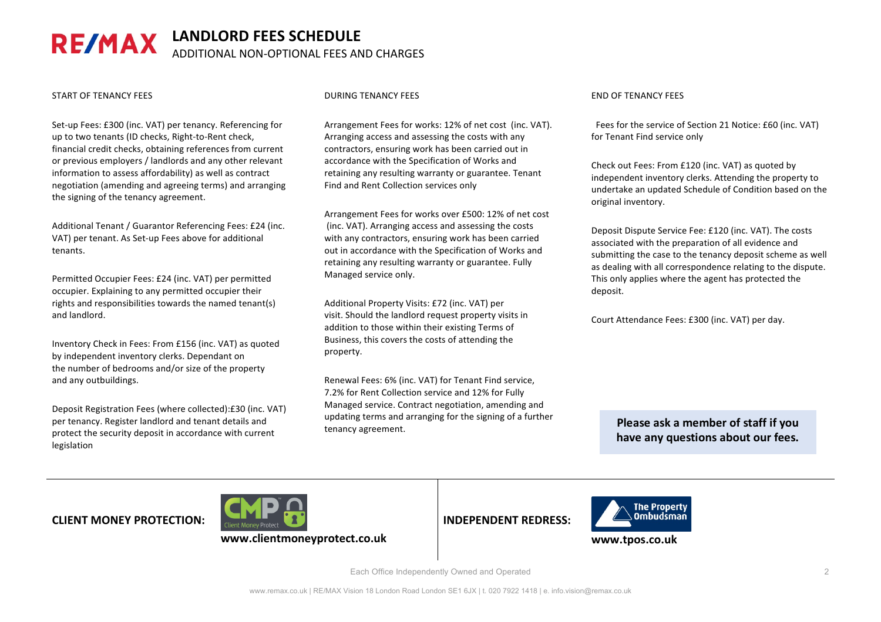# LANDLORD FEES SCHEDULE

## ADDITIONAL NON-OPTIONAL FEES AND CHARGES

### START OF TENANCY FEES

Set-up Fees: £300 (inc. VAT) per tenancy. Referencing for up to two tenants (ID checks, Right-to-Rent check, financial credit checks, obtaining references from current or previous employers / landlords and any other relevant information to assess affordability) as well as contract negotiation (amending and agreeing terms) and arranging the signing of the tenancy agreement.

Additional Tenant / Guarantor Referencing Fees: £24 (inc. VAT) per tenant. As Set-up Fees above for additional tenants.

Permitted Occupier Fees: £24 (inc. VAT) per permitted occupier. Explaining to any permitted occupier their rights and responsibilities towards the named tenant(s) and landlord.

Inventory Check in Fees: From £156 (inc. VAT) as quoted by independent inventory clerks. Dependant on the number of bedrooms and/or size of the property and any outbuildings.

Deposit Registration Fees (where collected):£30 (inc. VAT) per tenancy. Register landlord and tenant details and protect the security deposit in accordance with current legislation

### DURING TENANCY FEES

Arrangement Fees for works: 12% of net cost (inc. VAT). Arranging access and assessing the costs with any contractors, ensuring work has been carried out in accordance with the Specification of Works and retaining any resulting warranty or guarantee. Tenant Find and Rent Collection services only

Arrangement Fees for works over £500: 12% of net cost (inc. VAT). Arranging access and assessing the costs with any contractors, ensuring work has been carried out in accordance with the Specification of Works and retaining any resulting warranty or guarantee. Fully Managed service only.

Additional Property Visits: £72 (inc. VAT) per visit. Should the landlord request property visits in addition to those within their existing Terms of Business, this covers the costs of attending the property.

Renewal Fees: 6% (inc. VAT) for Tenant Find service, 7.2% for Rent Collection service and 12% for Fully Managed service. Contract negotiation, amending and updating terms and arranging for the signing of a further tenancy agreement.

### END OF TENANCY FEES

Fees for the service of Section 21 Notice: £60 (inc. VAT) for Tenant Find service only

Check out Fees: From £120 (inc. VAT) as quoted by independent inventory clerks. Attending the property to undertake an updated Schedule of Condition based on the original inventory.

Deposit Dispute Service Fee: £120 (inc. VAT). The costs associated with the preparation of all evidence and submitting the case to the tenancy deposit scheme as well as dealing with all correspondence relating to the dispute. This only applies where the agent has protected the deposit.

Court Attendance Fees: £300 (inc. VAT) per day.

**Please ask a member of staff if you have any questions about our fees.**

**CLIENT MONEY PROTECTION:** Client Money Protect **www.clientmoneyprotect.co.uk**

**INDEPENDENT REDRESS:** The Property Ombudsman **www.tpos.co.uk**

Each Office Independently Owned and Operated

www.remax.co.uk | RE/MAX Vision 18 London Road London SE1 6JX | t. 020 7922 1418 | e. info.vision@remax.co.uk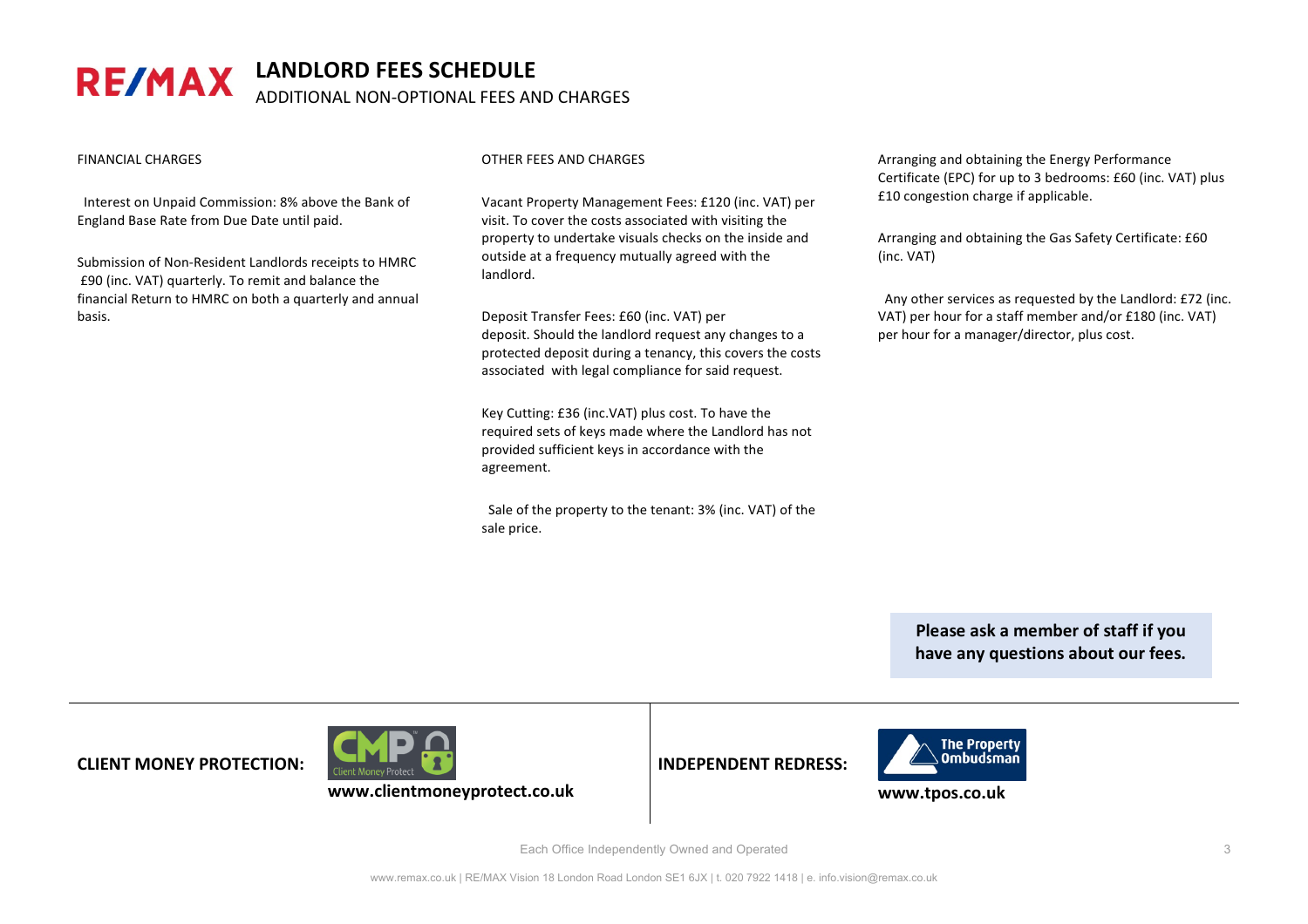# LANDLORD FEES SCHEDULE

ADDITIONAL NON-OPTIONAL FEES AND CHARGES

FINANCIAL CHARGES

Interest on Unpaid Commission: 8% above the Bank of England Base Rate from Due Date until paid.

Submission of Non-Resident Landlords receipts to HMRC £90 (inc. VAT) quarterly. To remit and balance the financial Return to HMRC on both a quarterly and annual basis.

OTHER FEES AND CHARGES

Vacant Property Management Fees: £120 (inc. VAT) per visit. To cover the costs associated with visiting the property to undertake visuals checks on the inside and outside at a frequency mutually agreed with the landlord.

Deposit Transfer Fees: £60 (inc. VAT) per deposit. Should the landlord request any changes to a protected deposit during a tenancy, this covers the costs associated with legal compliance for said request.

Key Cutting: £36 (inc.VAT) plus cost. To have the required sets of keys made where the Landlord has not provided sufficient keys in accordance with the agreement.

Sale of the property to the tenant: 3% (inc. VAT) of the sale price.

Arranging and obtaining the Energy Performance Certificate (EPC) for up to 3 bedrooms: £60 (inc. VAT) plus £10 congestion charge if applicable.

Arranging and obtaining the Gas Safety Certificate: £60 (inc. VAT)

Any other services as requested by the Landlord: £72 (inc. VAT) per hour for a staff member and/or £180 (inc. VAT) per hour for a manager/director, plus cost.

**Please ask a member of staff if you have any questions about our fees.**

**CLIENT MONEY PROTECTION:** **www.clientmoneyprotect.co.uk**

**INDEPENDENT REDRESS:** **www.tpos.co.uk**

Each Office Independently Owned and Operated

www.remax.co.uk | RE/MAX Vision 18 London Road London SE1 6JX | t. 020 7922 1418 | e. info.vision@remax.co.uk